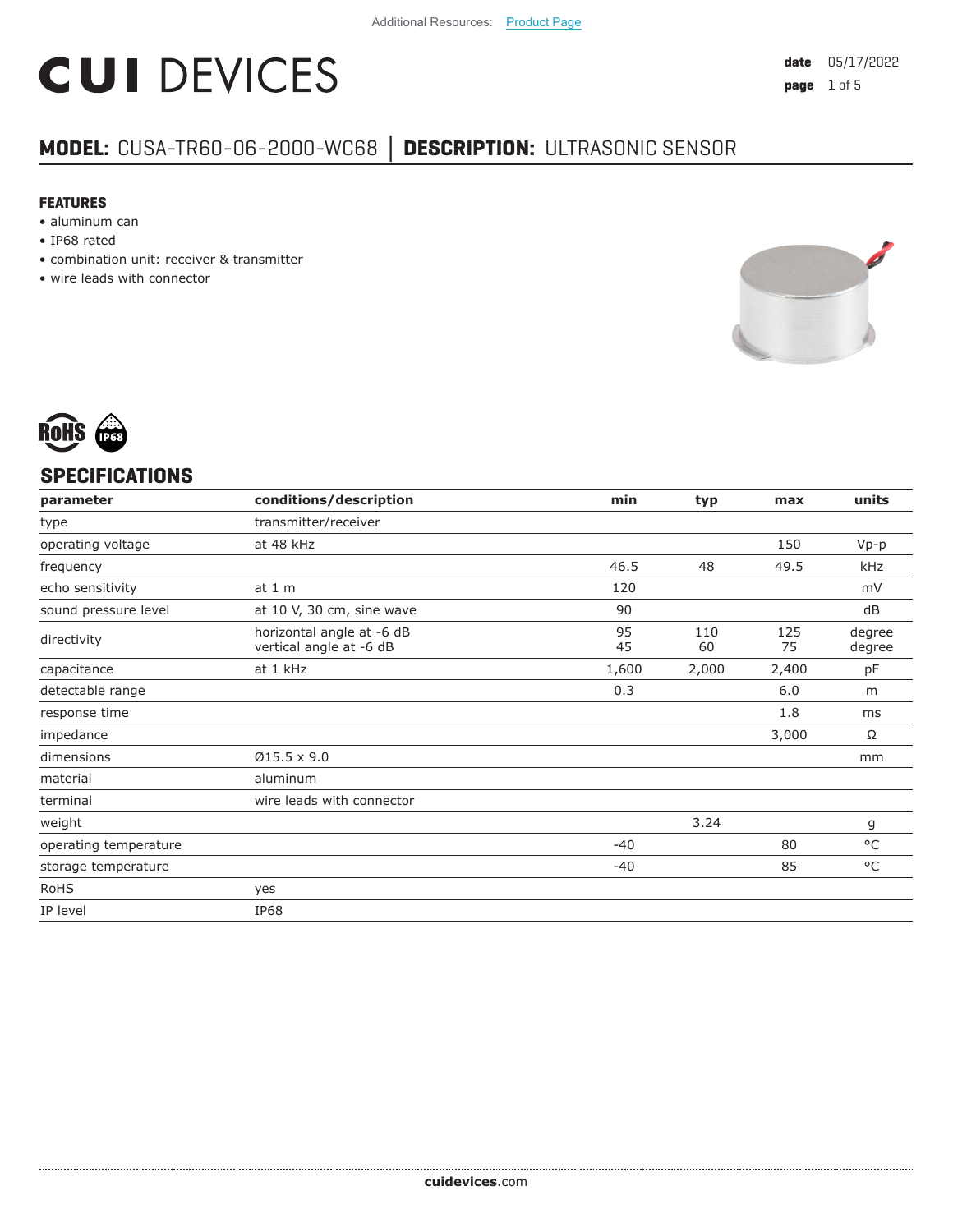Additional Resources: Product Page

# CUI DEVICES

date 05/17/2022

## MODEL: CUSA-TR60-06-2000-WC68 | DESCRIPTION: ULTRASONIC SENSOR

### FEATURES

- aluminum can
- IP68 rated
- combination unit: receiver & transmitter
- wire leads with connector

## SPECIFICATIONS

| parameter | conditions/description | min | typ | max | units |
|---|---|---|---|---|---|
| type | transmitter/receiver | | | | |
| operating voltage | at 48 kHz | | | 150 | Vp-p |
| frequency | | 46.5 | 48 | 49.5 | kHz |
| echo sensitivity | at 1 m | 120 | | | mV |
| sound pressure level | at 10 V, 30 cm, sine wave | 90 | | | dB |
| directivity | horizontal angle at -6 dB<br>vertical angle at -6 dB | 95<br>45 | 110<br>60 | 125<br>75 | degree<br>degree |
| capacitance | at 1 kHz | 1,600 | 2,000 | 2,400 | pF |
| detectable range | | 0.3 | | 6.0 | m |
| response time | | | | 1.8 | ms |
| impedance | | | | 3,000 | Ω |
| dimensions | Ø15.5 x 9.0 | | | | mm |
| material | aluminum | | | | |
| terminal | wire leads with connector | | | | |
| weight | | | 3.24 | | g |
| operating temperature | | -40 | | 80 | °C |
| storage temperature | | -40 | | 85 | °C |
| RoHS | yes | | | | |
| IP level | IP68 | | | | |

cuidevices.com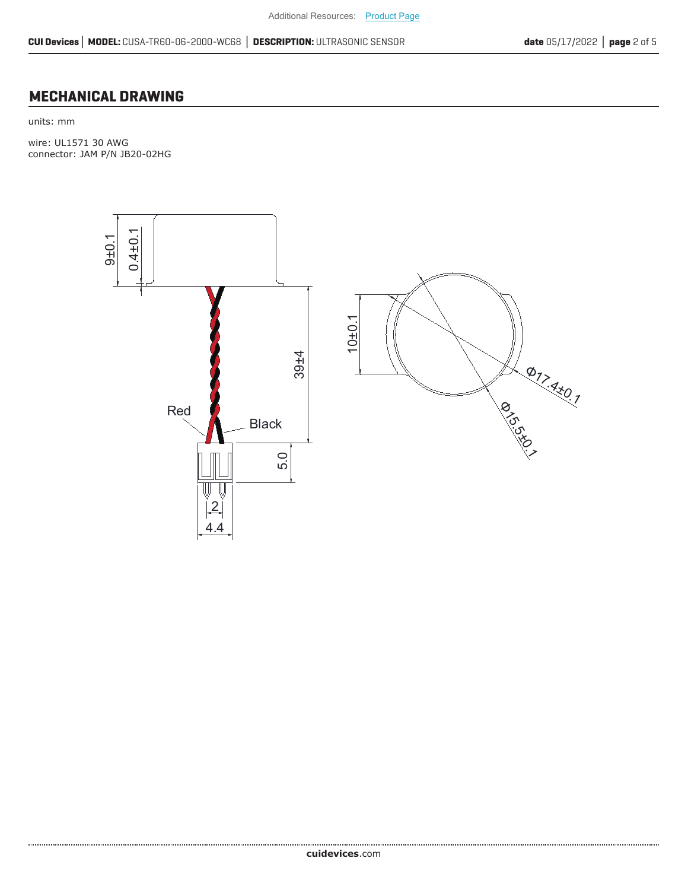## MECHANICAL DRAWING

units: mm

wire: UL1571 30 AWG
connector: JAM P/N JB20-02HG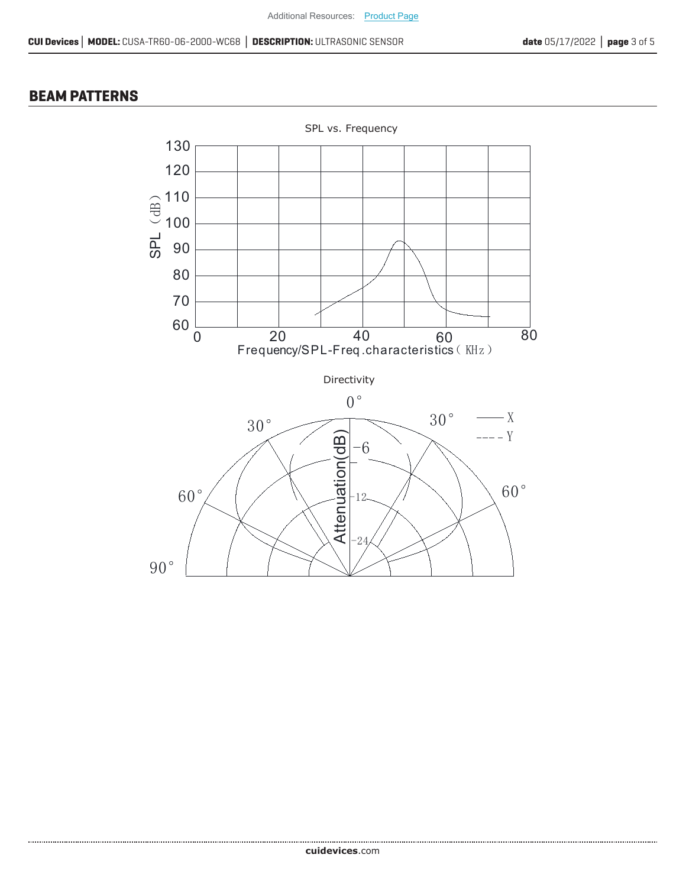## BEAM PATTERNS

SPL vs. Frequency

Directivity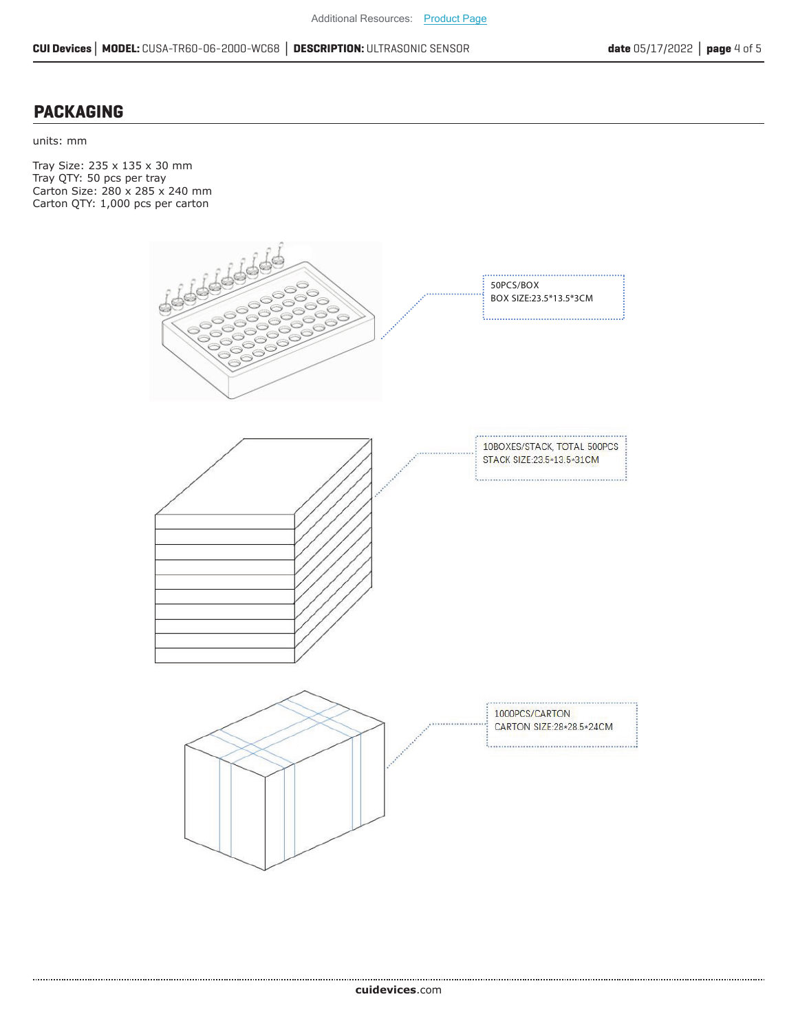## PACKAGING

units: mm

Tray Size: 235 x 135 x 30 mm
Tray QTY: 50 pcs per tray
Carton Size: 280 x 285 x 240 mm
Carton QTY: 1,000 pcs per carton

50PCS/BOX
BOX SIZE:23.5*13.5*3CM

10BOXES/STACK, TOTAL 500PCS
STACK SIZE:23.5*13.5*31CM

1000PCS/CARTON
CARTON SIZE:28*28.5*24CM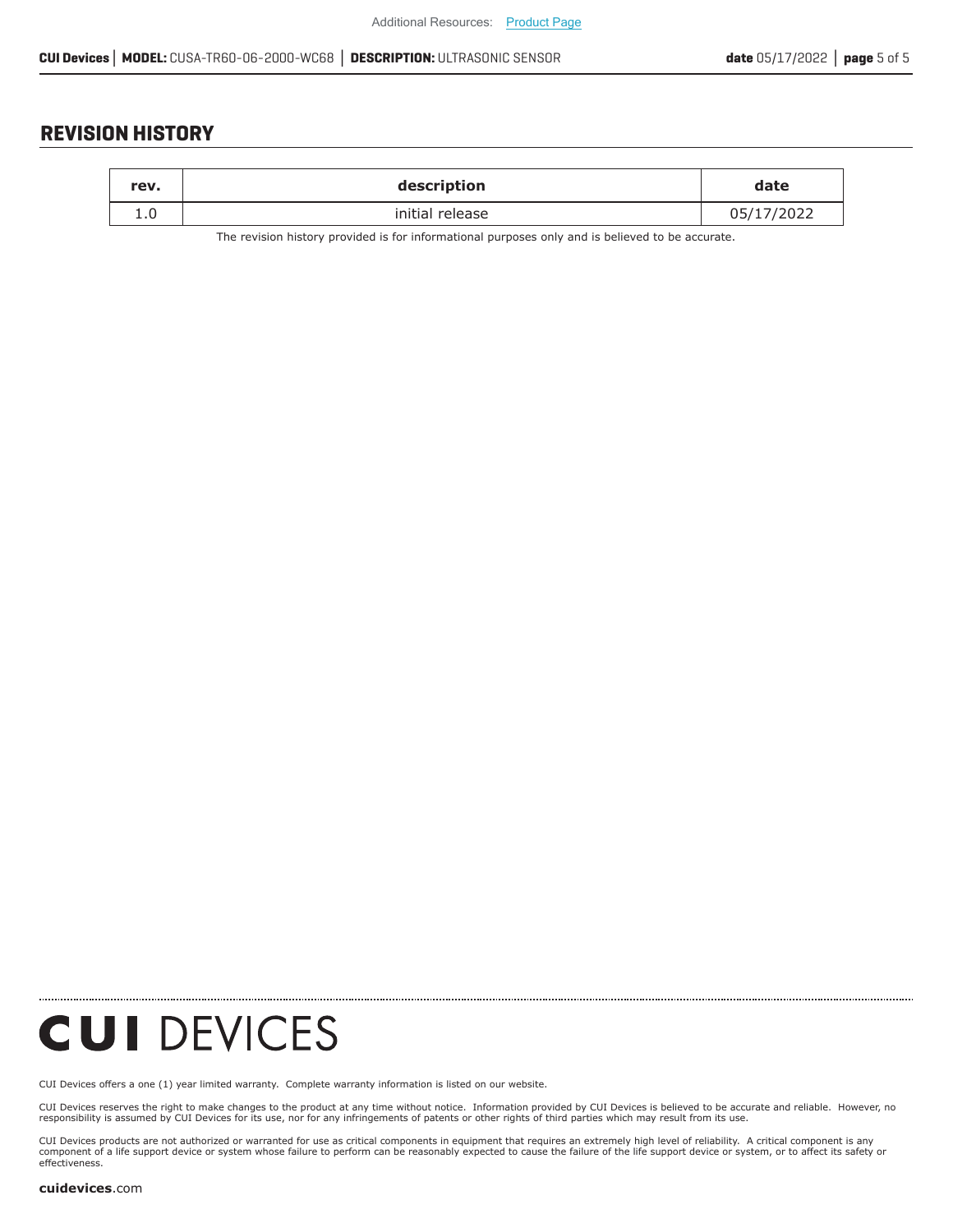## REVISION HISTORY

| rev. | description | date |
|---|---|---|
| 1.0 | initial release | 05/17/2022 |

The revision history provided is for informational purposes only and is believed to be accurate.

CUI DEVICES

CUI Devices offers a one (1) year limited warranty. Complete warranty information is listed on our website.

CUI Devices reserves the right to make changes to the product at any time without notice. Information provided by CUI Devices is believed to be accurate and reliable. However, no responsibility is assumed by CUI Devices for its use, nor for any infringements of patents or other rights of third parties which may result from its use.

CUI Devices products are not authorized or warranted for use as critical components in equipment that requires an extremely high level of reliability. A critical component is any component of a life support device or system whose failure to perform can be reasonably expected to cause the failure of the life support device or system, or to affect its safety or effectiveness.

**cuidevices**.com